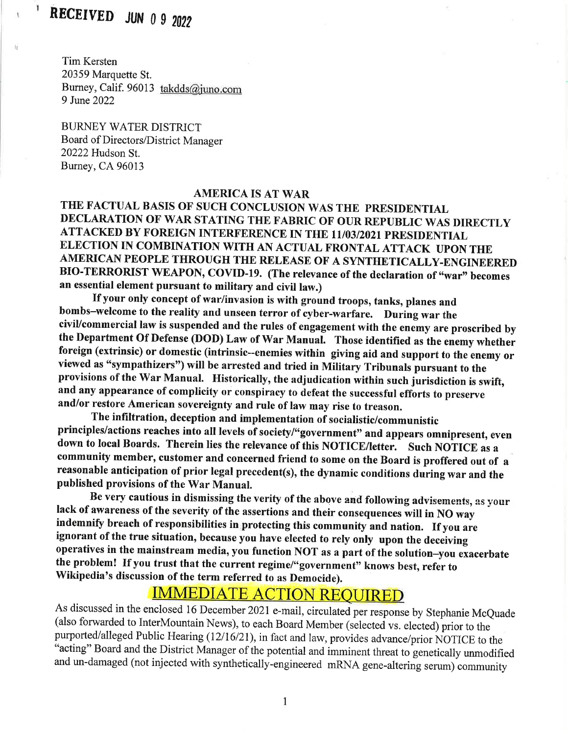**RECEIVED JUN 09 2022**

Tim Kersten
20359 Marquette St.
Burney, Calif. 96013 takdds@juno.com
9 June 2022

BURNEY WATER DISTRICT
Board of Directors/District Manager
20222 Hudson St.
Burney, CA 96013

**AMERICA IS AT WAR**

**THE FACTUAL BASIS OF SUCH CONCLUSION WAS THE PRESIDENTIAL DECLARATION OF WAR STATING THE FABRIC OF OUR REPUBLIC WAS DIRECTLY ATTACKED BY FOREIGN INTERFERENCE IN THE 11/03/2021 PRESIDENTIAL ELECTION IN COMBINATION WITH AN ACTUAL FRONTAL ATTACK UPON THE AMERICAN PEOPLE THROUGH THE RELEASE OF A SYNTHETICALLY-ENGINEERED BIO-TERRORIST WEAPON, COVID-19. (The relevance of the declaration of "war" becomes an essential element pursuant to military and civil law.)**

**If your only concept of war/invasion is with ground troops, tanks, planes and bombs–welcome to the reality and unseen terror of cyber-warfare. During war the civil/commercial law is suspended and the rules of engagement with the enemy are proscribed by the Department Of Defense (DOD) Law of War Manual. Those identified as the enemy whether foreign (extrinsic) or domestic (intrinsic--enemies within giving aid and support to the enemy or viewed as "sympathizers") will be arrested and tried in Military Tribunals pursuant to the provisions of the War Manual. Historically, the adjudication within such jurisdiction is swift, and any appearance of complicity or conspiracy to defeat the successful efforts to preserve and/or restore American sovereignty and rule of law may rise to treason.**

**The infiltration, deception and implementation of socialistic/communistic principles/actions reaches into all levels of society/"government" and appears omnipresent, even down to local Boards. Therein lies the relevance of this NOTICE/letter. Such NOTICE as a community member, customer and concerned friend to some on the Board is proffered out of a reasonable anticipation of prior legal precedent(s), the dynamic conditions during war and the published provisions of the War Manual.**

**Be very cautious in dismissing the verity of the above and following advisements, as your lack of awareness of the severity of the assertions and their consequences will in NO way indemnify breach of responsibilities in protecting this community and nation. If you are ignorant of the true situation, because you have elected to rely only upon the deceiving operatives in the mainstream media, you function NOT as a part of the solution–you exacerbate the problem! If you trust that the current regime/"government" knows best, refer to Wikipedia's discussion of the term referred to as Democide).**

## IMMEDIATE ACTION REQUIRED

As discussed in the enclosed 16 December 2021 e-mail, circulated per response by Stephanie McQuade (also forwarded to InterMountain News), to each Board Member (selected vs. elected) prior to the purported/alleged Public Hearing (12/16/21), in fact and law, provides advance/prior NOTICE to the "acting" Board and the District Manager of the potential and imminent threat to genetically unmodified and un-damaged (not injected with synthetically-engineered mRNA gene-altering serum) community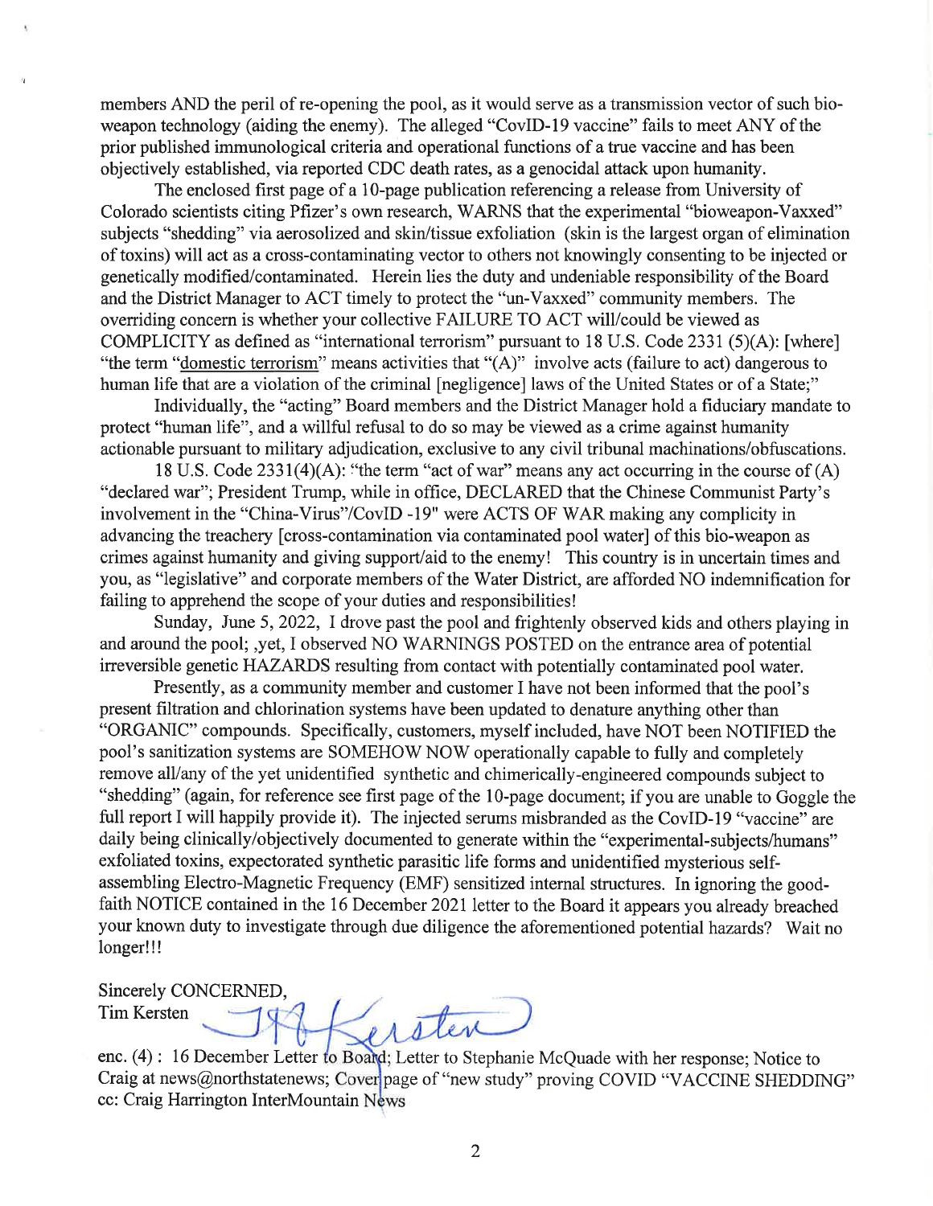members AND the peril of re-opening the pool, as it would serve as a transmission vector of such bio-weapon technology (aiding the enemy). The alleged "CovID-19 vaccine" fails to meet ANY of the prior published immunological criteria and operational functions of a true vaccine and has been objectively established, via reported CDC death rates, as a genocidal attack upon humanity.

The enclosed first page of a 10-page publication referencing a release from University of Colorado scientists citing Pfizer's own research, WARNS that the experimental "bioweapon-Vaxxed" subjects "shedding" via aerosolized and skin/tissue exfoliation (skin is the largest organ of elimination of toxins) will act as a cross-contaminating vector to others not knowingly consenting to be injected or genetically modified/contaminated. Herein lies the duty and undeniable responsibility of the Board and the District Manager to ACT timely to protect the "un-Vaxxed" community members. The overriding concern is whether your collective FAILURE TO ACT will/could be viewed as COMPLICITY as defined as "international terrorism" pursuant to 18 U.S. Code 2331 (5)(A): [where] "the term "domestic terrorism" means activities that "(A)" involve acts (failure to act) dangerous to human life that are a violation of the criminal [negligence] laws of the United States or of a State;"

Individually, the "acting" Board members and the District Manager hold a fiduciary mandate to protect "human life", and a willful refusal to do so may be viewed as a crime against humanity actionable pursuant to military adjudication, exclusive to any civil tribunal machinations/obfuscations.

18 U.S. Code 2331(4)(A): "the term "act of war" means any act occurring in the course of (A) "declared war"; President Trump, while in office, DECLARED that the Chinese Communist Party's involvement in the "China-Virus"/CovID -19" were ACTS OF WAR making any complicity in advancing the treachery [cross-contamination via contaminated pool water] of this bio-weapon as crimes against humanity and giving support/aid to the enemy! This country is in uncertain times and you, as "legislative" and corporate members of the Water District, are afforded NO indemnification for failing to apprehend the scope of your duties and responsibilities!

Sunday, June 5, 2022, I drove past the pool and frightenly observed kids and others playing in and around the pool; ,yet, I observed NO WARNINGS POSTED on the entrance area of potential irreversible genetic HAZARDS resulting from contact with potentially contaminated pool water.

Presently, as a community member and customer I have not been informed that the pool's present filtration and chlorination systems have been updated to denature anything other than "ORGANIC" compounds. Specifically, customers, myself included, have NOT been NOTIFIED the pool's sanitization systems are SOMEHOW NOW operationally capable to fully and completely remove all/any of the yet unidentified synthetic and chimerically-engineered compounds subject to "shedding" (again, for reference see first page of the 10-page document; if you are unable to Goggle the full report I will happily provide it). The injected serums misbranded as the CovID-19 "vaccine" are daily being clinically/objectively documented to generate within the "experimental-subjects/humans" exfoliated toxins, expectorated synthetic parasitic life forms and unidentified mysterious self-assembling Electro-Magnetic Frequency (EMF) sensitized internal structures. In ignoring the good-faith NOTICE contained in the 16 December 2021 letter to the Board it appears you already breached your known duty to investigate through due diligence the aforementioned potential hazards? Wait no longer!!!

Sincerely CONCERNED,
Tim Kersten

enc. (4) : 16 December Letter to Board; Letter to Stephanie McQuade with her response; Notice to Craig at news@northstatenews; Cover page of "new study" proving COVID "VACCINE SHEDDING"
cc: Craig Harrington InterMountain News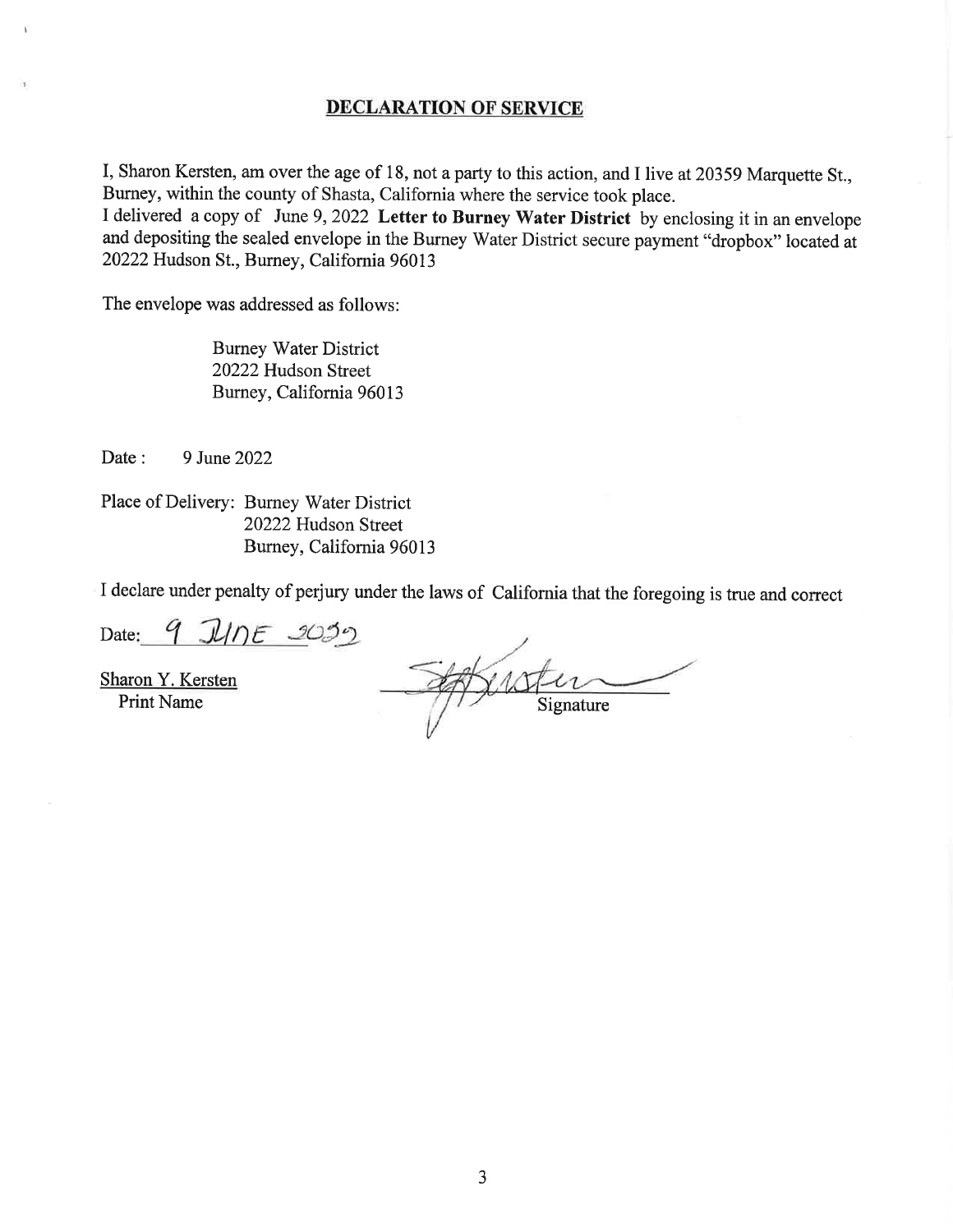## DECLARATION OF SERVICE

I, Sharon Kersten, am over the age of 18, not a party to this action, and I live at 20359 Marquette St., Burney, within the county of Shasta, California where the service took place.
I delivered a copy of June 9, 2022 **Letter to Burney Water District** by enclosing it in an envelope and depositing the sealed envelope in the Burney Water District secure payment "dropbox" located at 20222 Hudson St., Burney, California 96013

The envelope was addressed as follows:

> Burney Water District
> 20222 Hudson Street
> Burney, California 96013

Date : 9 June 2022

Place of Delivery: Burney Water District
20222 Hudson Street
Burney, California 96013

I declare under penalty of perjury under the laws of California that the foregoing is true and correct

Date: 9 JUNE 2022

Sharon Y. Kersten
Print Name

Signature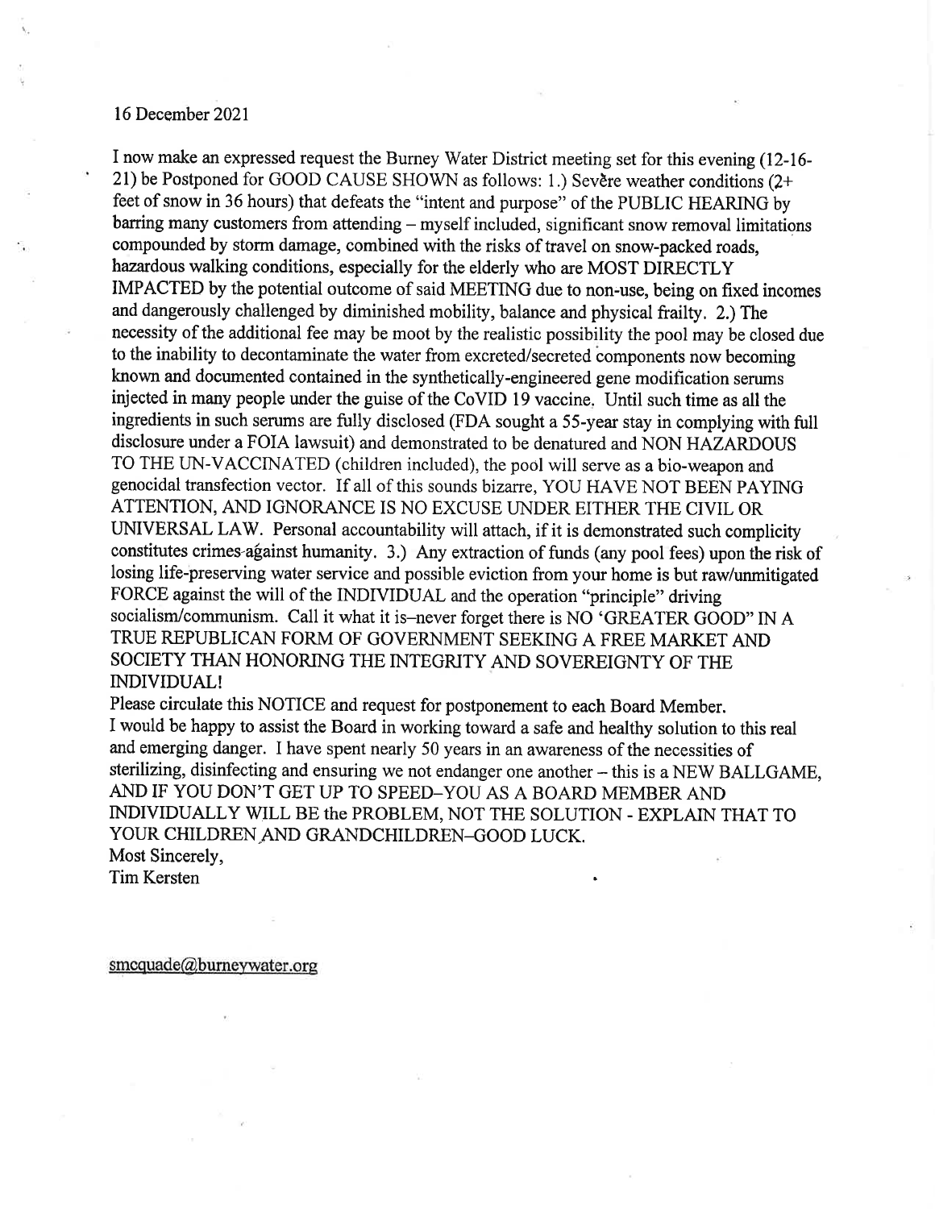16 December 2021

I now make an expressed request the Burney Water District meeting set for this evening (12-16-21) be Postponed for GOOD CAUSE SHOWN as follows: 1.) Sevère weather conditions (2+ feet of snow in 36 hours) that defeats the "intent and purpose" of the PUBLIC HEARING by barring many customers from attending – myself included, significant snow removal limitations compounded by storm damage, combined with the risks of travel on snow-packed roads, hazardous walking conditions, especially for the elderly who are MOST DIRECTLY IMPACTED by the potential outcome of said MEETING due to non-use, being on fixed incomes and dangerously challenged by diminished mobility, balance and physical frailty. 2.) The necessity of the additional fee may be moot by the realistic possibility the pool may be closed due to the inability to decontaminate the water from excreted/secreted components now becoming known and documented contained in the synthetically-engineered gene modification serums injected in many people under the guise of the CoVID 19 vaccine. Until such time as all the ingredients in such serums are fully disclosed (FDA sought a 55-year stay in complying with full disclosure under a FOIA lawsuit) and demonstrated to be denatured and NON HAZARDOUS TO THE UN-VACCINATED (children included), the pool will serve as a bio-weapon and genocidal transfection vector. If all of this sounds bizarre, YOU HAVE NOT BEEN PAYING ATTENTION, AND IGNORANCE IS NO EXCUSE UNDER EITHER THE CIVIL OR UNIVERSAL LAW. Personal accountability will attach, if it is demonstrated such complicity constitutes crimes-against humanity. 3.) Any extraction of funds (any pool fees) upon the risk of losing life-preserving water service and possible eviction from your home is but raw/unmitigated FORCE against the will of the INDIVIDUAL and the operation "principle" driving socialism/communism. Call it what it is–never forget there is NO 'GREATER GOOD" IN A TRUE REPUBLICAN FORM OF GOVERNMENT SEEKING A FREE MARKET AND SOCIETY THAN HONORING THE INTEGRITY AND SOVEREIGNTY OF THE INDIVIDUAL!

Please circulate this NOTICE and request for postponement to each Board Member.

I would be happy to assist the Board in working toward a safe and healthy solution to this real and emerging danger. I have spent nearly 50 years in an awareness of the necessities of sterilizing, disinfecting and ensuring we not endanger one another – this is a NEW BALLGAME, AND IF YOU DON'T GET UP TO SPEED–YOU AS A BOARD MEMBER AND INDIVIDUALLY WILL BE the PROBLEM, NOT THE SOLUTION - EXPLAIN THAT TO YOUR CHILDREN AND GRANDCHILDREN–GOOD LUCK.

Most Sincerely,
Tim Kersten

smcquade@burneywater.org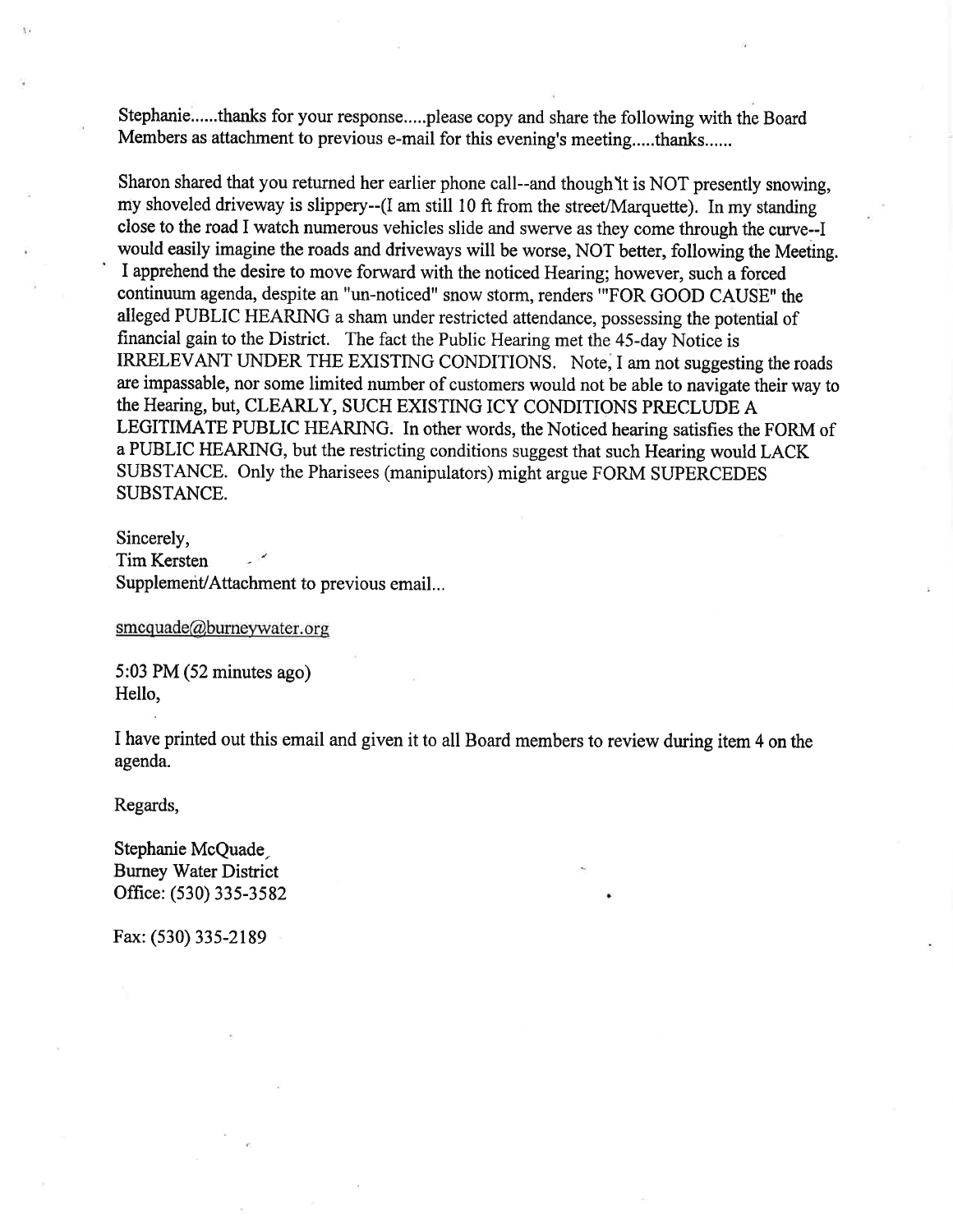Stephanie......thanks for your response.....please copy and share the following with the Board Members as attachment to previous e-mail for this evening's meeting.....thanks......

Sharon shared that you returned her earlier phone call--and though it is NOT presently snowing, my shoveled driveway is slippery--(I am still 10 ft from the street/Marquette). In my standing close to the road I watch numerous vehicles slide and swerve as they come through the curve--I would easily imagine the roads and driveways will be worse, NOT better, following the Meeting. I apprehend the desire to move forward with the noticed Hearing; however, such a forced continuum agenda, despite an "un-noticed" snow storm, renders '"FOR GOOD CAUSE" the alleged PUBLIC HEARING a sham under restricted attendance, possessing the potential of financial gain to the District. The fact the Public Hearing met the 45-day Notice is IRRELEVANT UNDER THE EXISTING CONDITIONS. Note, I am not suggesting the roads are impassable, nor some limited number of customers would not be able to navigate their way to the Hearing, but, CLEARLY, SUCH EXISTING ICY CONDITIONS PRECLUDE A LEGITIMATE PUBLIC HEARING. In other words, the Noticed hearing satisfies the FORM of a PUBLIC HEARING, but the restricting conditions suggest that such Hearing would LACK SUBSTANCE. Only the Pharisees (manipulators) might argue FORM SUPERCEDES SUBSTANCE.

Sincerely,
Tim Kersten
Supplement/Attachment to previous email...

smcquade@burneywater.org

5:03 PM (52 minutes ago)
Hello,

I have printed out this email and given it to all Board members to review during item 4 on the agenda.

Regards,

Stephanie McQuade
Burney Water District
Office: (530) 335-3582

Fax: (530) 335-2189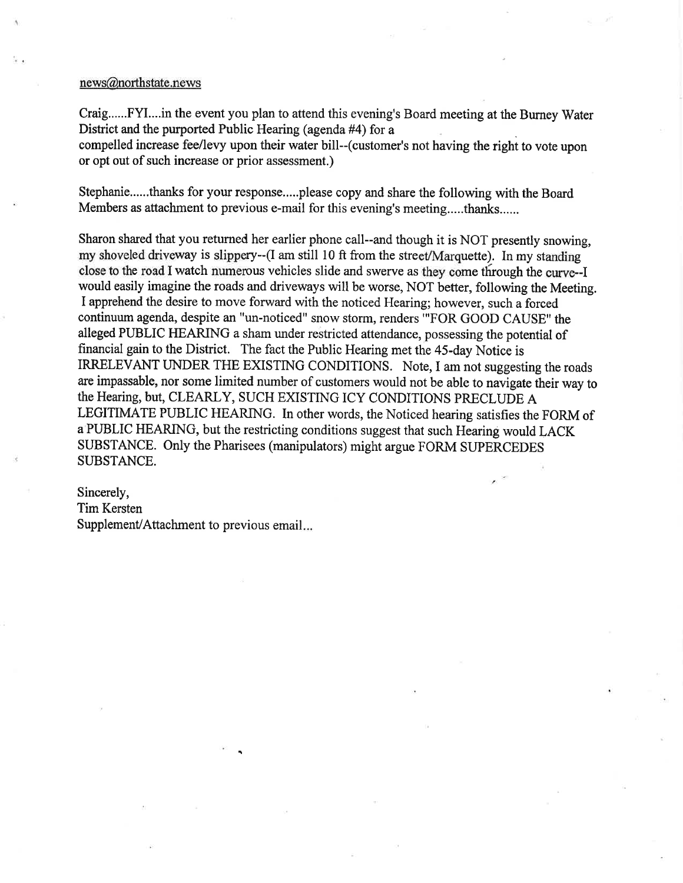news@northstate.news

Craig......FYI....in the event you plan to attend this evening's Board meeting at the Burney Water District and the purported Public Hearing (agenda #4) for a
compelled increase fee/levy upon their water bill--(customer's not having the right to vote upon or opt out of such increase or prior assessment.)

Stephanie......thanks for your response.....please copy and share the following with the Board Members as attachment to previous e-mail for this evening's meeting.....thanks......

Sharon shared that you returned her earlier phone call--and though it is NOT presently snowing, my shoveled driveway is slippery--(I am still 10 ft from the street/Marquette). In my standing close to the road I watch numerous vehicles slide and swerve as they come through the curve--I would easily imagine the roads and driveways will be worse, NOT better, following the Meeting. I apprehend the desire to move forward with the noticed Hearing; however, such a forced continuum agenda, despite an "un-noticed" snow storm, renders '"FOR GOOD CAUSE" the alleged PUBLIC HEARING a sham under restricted attendance, possessing the potential of financial gain to the District. The fact the Public Hearing met the 45-day Notice is IRRELEVANT UNDER THE EXISTING CONDITIONS. Note, I am not suggesting the roads are impassable, nor some limited number of customers would not be able to navigate their way to the Hearing, but, CLEARLY, SUCH EXISTING ICY CONDITIONS PRECLUDE A LEGITIMATE PUBLIC HEARING. In other words, the Noticed hearing satisfies the FORM of a PUBLIC HEARING, but the restricting conditions suggest that such Hearing would LACK SUBSTANCE. Only the Pharisees (manipulators) might argue FORM SUPERCEDES SUBSTANCE.

Sincerely,
Tim Kersten
Supplement/Attachment to previous email...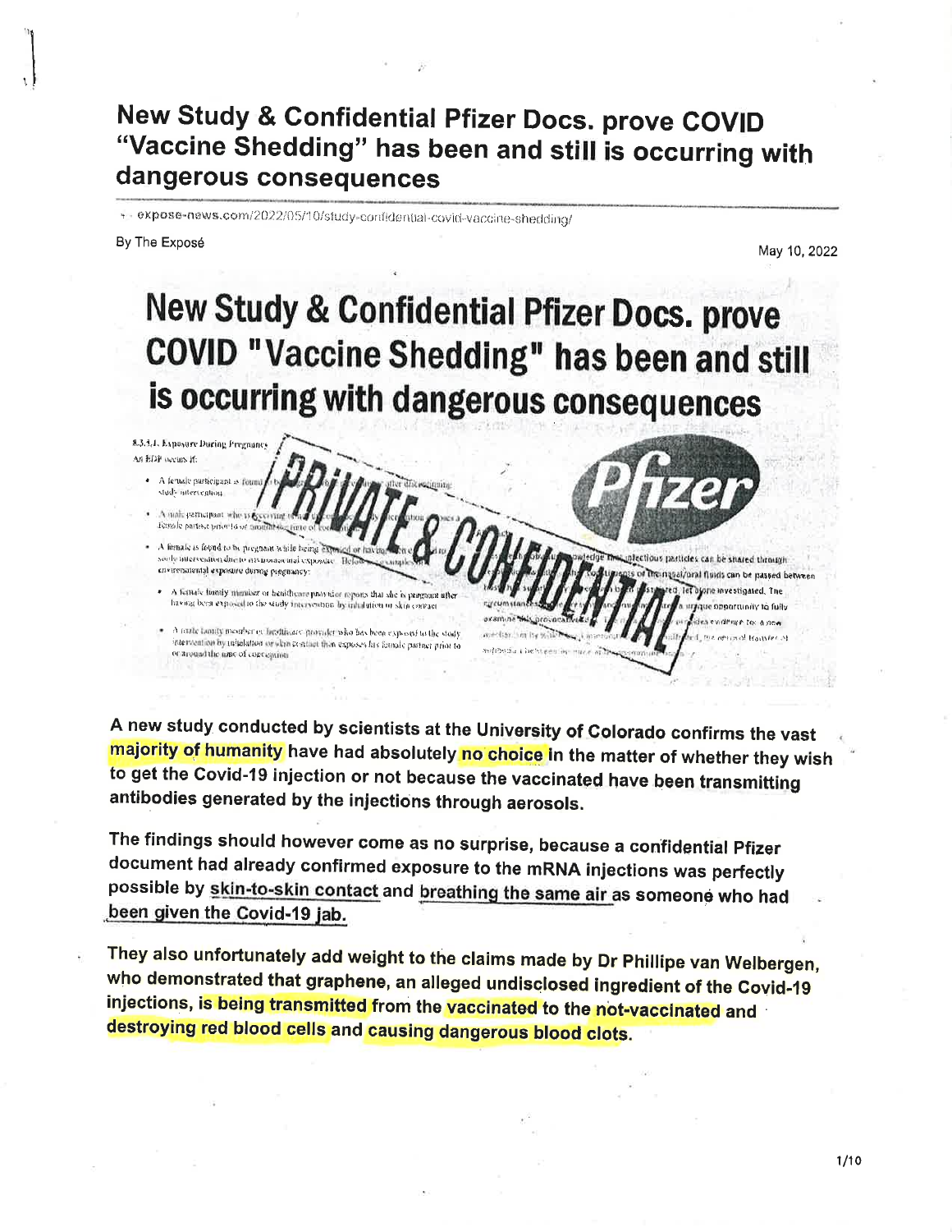# New Study & Confidential Pfizer Docs. prove COVID "Vaccine Shedding" has been and still is occurring with dangerous consequences

expose-news.com/2022/05/10/study-confidential-covid-vaccine-shedding/

By The Exposé

May 10, 2022

## New Study & Confidential Pfizer Docs. prove COVID "Vaccine Shedding" has been and still is occurring with dangerous consequences

8.3.5.1. Exposure During Pregnancy

An EDP occurs if:

- A female participant is found to be pregnant while receiving or after discontinuing study intervention.
- A male participant who is receiving or has discontinued study intervention exposes a female partner prior to or around the time of conception.
- A female is found to be pregnant while being exposed or having been exposed to study intervention due to environmental exposure. Below are examples of environmental exposure during pregnancy:
  - A female family member or healthcare provider reports that she is pregnant after having been exposed to the study intervention by inhalation or skin contact.
  - A male family member or healthcare provider who has been exposed to the study intervention by inhalation or skin contact then exposes his female partner prior to or around the time of conception.

PRIVATE & CONFIDENTIAL

Pfizer

...knowledge that infectious particles can be shared through ...components of the nasal/oral fluids can be passed between ...been suggested, let alone investigated. The ...circumstances ...a unique opportunity to fully examine this provocative ...provides evidence for a new mechanism ...the aerosol transfer of antibodies between ...

A new study conducted by scientists at the University of Colorado confirms the vast majority of humanity have had absolutely no choice in the matter of whether they wish to get the Covid-19 injection or not because the vaccinated have been transmitting antibodies generated by the injections through aerosols.

The findings should however come as no surprise, because a confidential Pfizer document had already confirmed exposure to the mRNA injections was perfectly possible by skin-to-skin contact and breathing the same air as someone who had been given the Covid-19 jab.

They also unfortunately add weight to the claims made by Dr Phillipe van Welbergen, who demonstrated that graphene, an alleged undisclosed ingredient of the Covid-19 injections, is being transmitted from the vaccinated to the not-vaccinated and destroying red blood cells and causing dangerous blood clots.